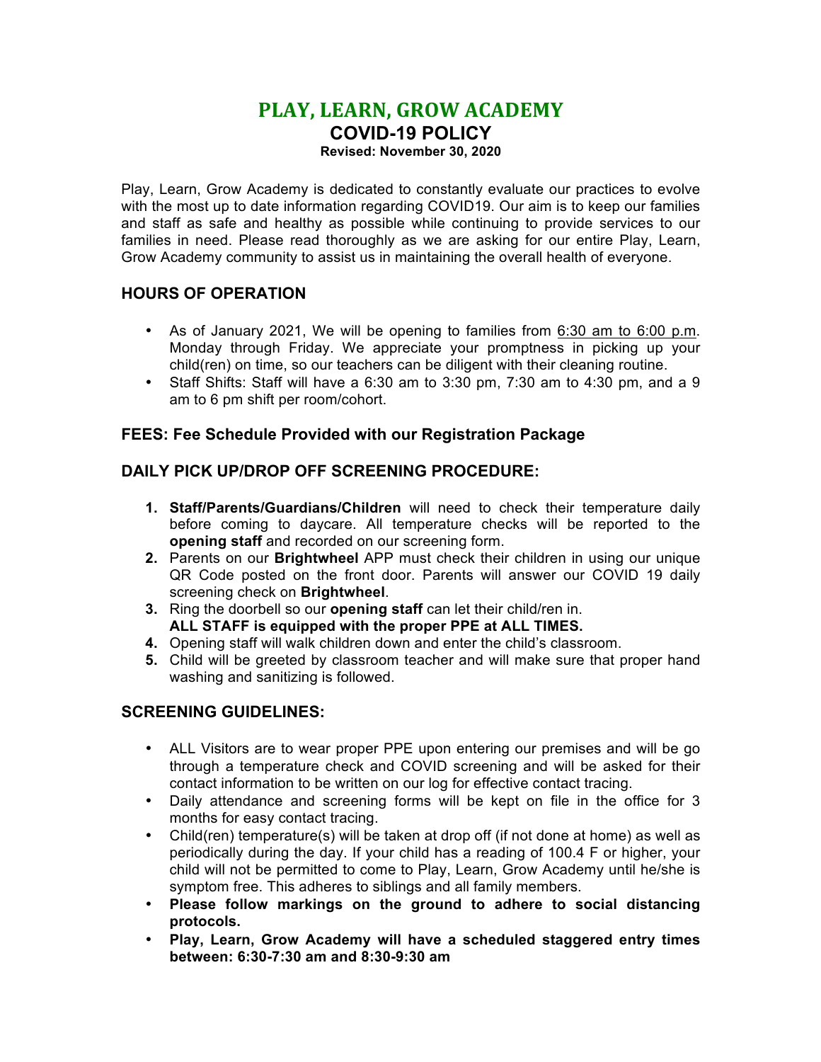# PLAY, LEARN, GROW ACADEMY

## COVID-19 POLICY

**Revised: November 30, 2020**

Play, Learn, Grow Academy is dedicated to constantly evaluate our practices to evolve with the most up to date information regarding COVID19. Our aim is to keep our families and staff as safe and healthy as possible while continuing to provide services to our families in need. Please read thoroughly as we are asking for our entire Play, Learn, Grow Academy community to assist us in maintaining the overall health of everyone.

### HOURS OF OPERATION

- As of January 2021, We will be opening to families from 6:30 am to 6:00 p.m. Monday through Friday. We appreciate your promptness in picking up your child(ren) on time, so our teachers can be diligent with their cleaning routine.
- Staff Shifts: Staff will have a 6:30 am to 3:30 pm, 7:30 am to 4:30 pm, and a 9 am to 6 pm shift per room/cohort.

### FEES: Fee Schedule Provided with our Registration Package

### DAILY PICK UP/DROP OFF SCREENING PROCEDURE:

1. **Staff/Parents/Guardians/Children** will need to check their temperature daily before coming to daycare. All temperature checks will be reported to the **opening staff** and recorded on our screening form.
2. Parents on our **Brightwheel** APP must check their children in using our unique QR Code posted on the front door. Parents will answer our COVID 19 daily screening check on **Brightwheel**.
3. Ring the doorbell so our **opening staff** can let their child/ren in.
   **ALL STAFF is equipped with the proper PPE at ALL TIMES.**
4. Opening staff will walk children down and enter the child's classroom.
5. Child will be greeted by classroom teacher and will make sure that proper hand washing and sanitizing is followed.

### SCREENING GUIDELINES:

- ALL Visitors are to wear proper PPE upon entering our premises and will be go through a temperature check and COVID screening and will be asked for their contact information to be written on our log for effective contact tracing.
- Daily attendance and screening forms will be kept on file in the office for 3 months for easy contact tracing.
- Child(ren) temperature(s) will be taken at drop off (if not done at home) as well as periodically during the day. If your child has a reading of 100.4 F or higher, your child will not be permitted to come to Play, Learn, Grow Academy until he/she is symptom free. This adheres to siblings and all family members.
- **Please follow markings on the ground to adhere to social distancing protocols.**
- **Play, Learn, Grow Academy will have a scheduled staggered entry times between: 6:30-7:30 am and 8:30-9:30 am**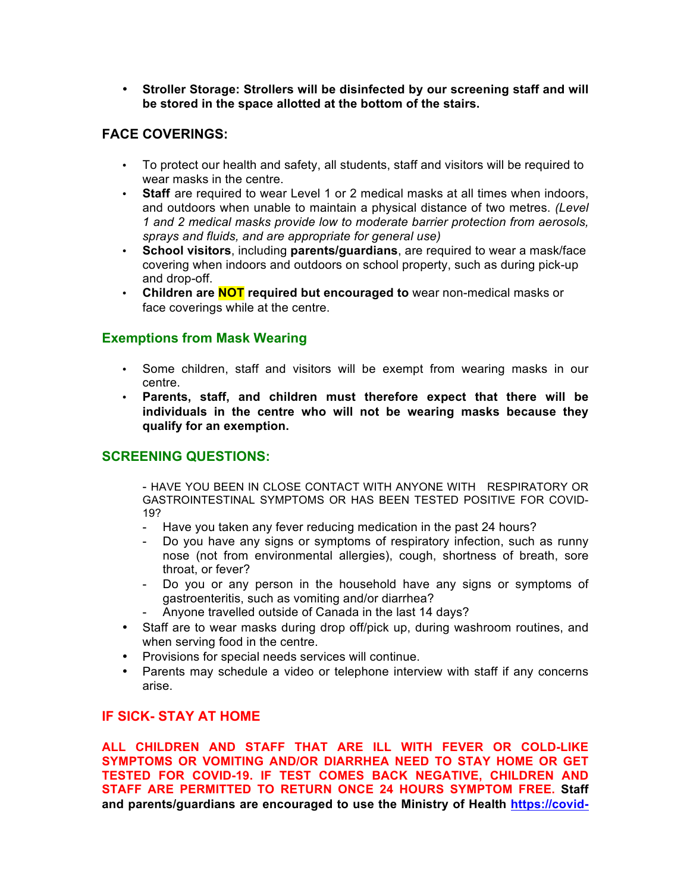- **Stroller Storage: Strollers will be disinfected by our screening staff and will be stored in the space allotted at the bottom of the stairs.**

## FACE COVERINGS:

- To protect our health and safety, all students, staff and visitors will be required to wear masks in the centre.
- **Staff** are required to wear Level 1 or 2 medical masks at all times when indoors, and outdoors when unable to maintain a physical distance of two metres. *(Level 1 and 2 medical masks provide low to moderate barrier protection from aerosols, sprays and fluids, and are appropriate for general use)*
- **School visitors**, including **parents/guardians**, are required to wear a mask/face covering when indoors and outdoors on school property, such as during pick-up and drop-off.
- **Children are NOT required but encouraged to** wear non-medical masks or face coverings while at the centre.

## Exemptions from Mask Wearing

- Some children, staff and visitors will be exempt from wearing masks in our centre.
- **Parents, staff, and children must therefore expect that there will be individuals in the centre who will not be wearing masks because they qualify for an exemption.**

## SCREENING QUESTIONS:

- HAVE YOU BEEN IN CLOSE CONTACT WITH ANYONE WITH RESPIRATORY OR GASTROINTESTINAL SYMPTOMS OR HAS BEEN TESTED POSITIVE FOR COVID-19?
- Have you taken any fever reducing medication in the past 24 hours?
- Do you have any signs or symptoms of respiratory infection, such as runny nose (not from environmental allergies), cough, shortness of breath, sore throat, or fever?
- Do you or any person in the household have any signs or symptoms of gastroenteritis, such as vomiting and/or diarrhea?
- Anyone travelled outside of Canada in the last 14 days?

- Staff are to wear masks during drop off/pick up, during washroom routines, and when serving food in the centre.
- Provisions for special needs services will continue.
- Parents may schedule a video or telephone interview with staff if any concerns arise.

## IF SICK- STAY AT HOME

**ALL CHILDREN AND STAFF THAT ARE ILL WITH FEVER OR COLD-LIKE SYMPTOMS OR VOMITING AND/OR DIARRHEA NEED TO STAY HOME OR GET TESTED FOR COVID-19. IF TEST COMES BACK NEGATIVE, CHILDREN AND STAFF ARE PERMITTED TO RETURN ONCE 24 HOURS SYMPTOM FREE. Staff and parents/guardians are encouraged to use the Ministry of Health https://covid-**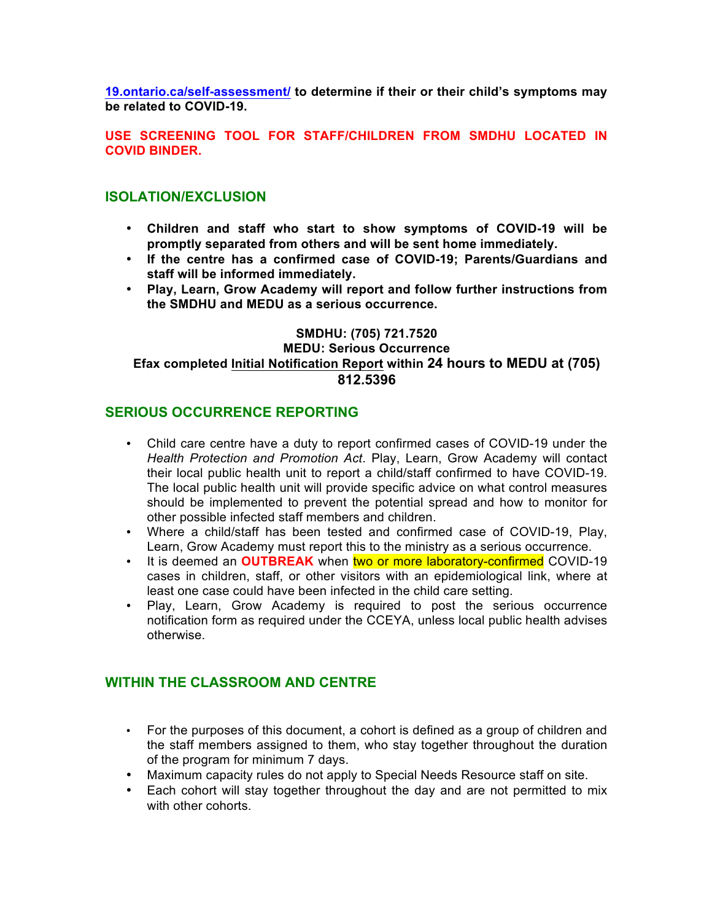**19.ontario.ca/self-assessment/ to determine if their or their child's symptoms may be related to COVID-19.**

**USE SCREENING TOOL FOR STAFF/CHILDREN FROM SMDHU LOCATED IN COVID BINDER.**

## ISOLATION/EXCLUSION

- **Children and staff who start to show symptoms of COVID-19 will be promptly separated from others and will be sent home immediately.**
- **If the centre has a confirmed case of COVID-19; Parents/Guardians and staff will be informed immediately.**
- **Play, Learn, Grow Academy will report and follow further instructions from the SMDHU and MEDU as a serious occurrence.**

**SMDHU: (705) 721.7520**
**MEDU: Serious Occurrence**
**Efax completed Initial Notification Report within 24 hours to MEDU at (705) 812.5396**

## SERIOUS OCCURRENCE REPORTING

- Child care centre have a duty to report confirmed cases of COVID-19 under the *Health Protection and Promotion Act*. Play, Learn, Grow Academy will contact their local public health unit to report a child/staff confirmed to have COVID-19. The local public health unit will provide specific advice on what control measures should be implemented to prevent the potential spread and how to monitor for other possible infected staff members and children.
- Where a child/staff has been tested and confirmed case of COVID-19, Play, Learn, Grow Academy must report this to the ministry as a serious occurrence.
- It is deemed an **OUTBREAK** when two or more laboratory-confirmed COVID-19 cases in children, staff, or other visitors with an epidemiological link, where at least one case could have been infected in the child care setting.
- Play, Learn, Grow Academy is required to post the serious occurrence notification form as required under the CCEYA, unless local public health advises otherwise.

## WITHIN THE CLASSROOM AND CENTRE

- For the purposes of this document, a cohort is defined as a group of children and the staff members assigned to them, who stay together throughout the duration of the program for minimum 7 days.
- Maximum capacity rules do not apply to Special Needs Resource staff on site.
- Each cohort will stay together throughout the day and are not permitted to mix with other cohorts.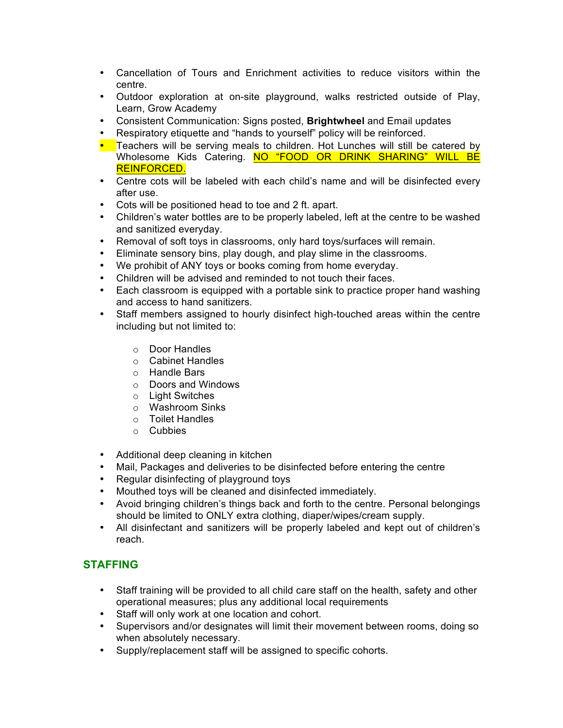- Cancellation of Tours and Enrichment activities to reduce visitors within the centre.
- Outdoor exploration at on-site playground, walks restricted outside of Play, Learn, Grow Academy
- Consistent Communication: Signs posted, **Brightwheel** and Email updates
- Respiratory etiquette and "hands to yourself" policy will be reinforced.
- Teachers will be serving meals to children. Hot Lunches will still be catered by Wholesome Kids Catering. NO "FOOD OR DRINK SHARING" WILL BE REINFORCED.
- Centre cots will be labeled with each child's name and will be disinfected every after use.
- Cots will be positioned head to toe and 2 ft. apart.
- Children's water bottles are to be properly labeled, left at the centre to be washed and sanitized everyday.
- Removal of soft toys in classrooms, only hard toys/surfaces will remain.
- Eliminate sensory bins, play dough, and play slime in the classrooms.
- We prohibit of ANY toys or books coming from home everyday.
- Children will be advised and reminded to not touch their faces.
- Each classroom is equipped with a portable sink to practice proper hand washing and access to hand sanitizers.
- Staff members assigned to hourly disinfect high-touched areas within the centre including but not limited to:
  - Door Handles
  - Cabinet Handles
  - Handle Bars
  - Doors and Windows
  - Light Switches
  - Washroom Sinks
  - Toilet Handles
  - Cubbies
- Additional deep cleaning in kitchen
- Mail, Packages and deliveries to be disinfected before entering the centre
- Regular disinfecting of playground toys
- Mouthed toys will be cleaned and disinfected immediately.
- Avoid bringing children's things back and forth to the centre. Personal belongings should be limited to ONLY extra clothing, diaper/wipes/cream supply.
- All disinfectant and sanitizers will be properly labeled and kept out of children's reach.

## STAFFING

- Staff training will be provided to all child care staff on the health, safety and other operational measures; plus any additional local requirements
- Staff will only work at one location and cohort.
- Supervisors and/or designates will limit their movement between rooms, doing so when absolutely necessary.
- Supply/replacement staff will be assigned to specific cohorts.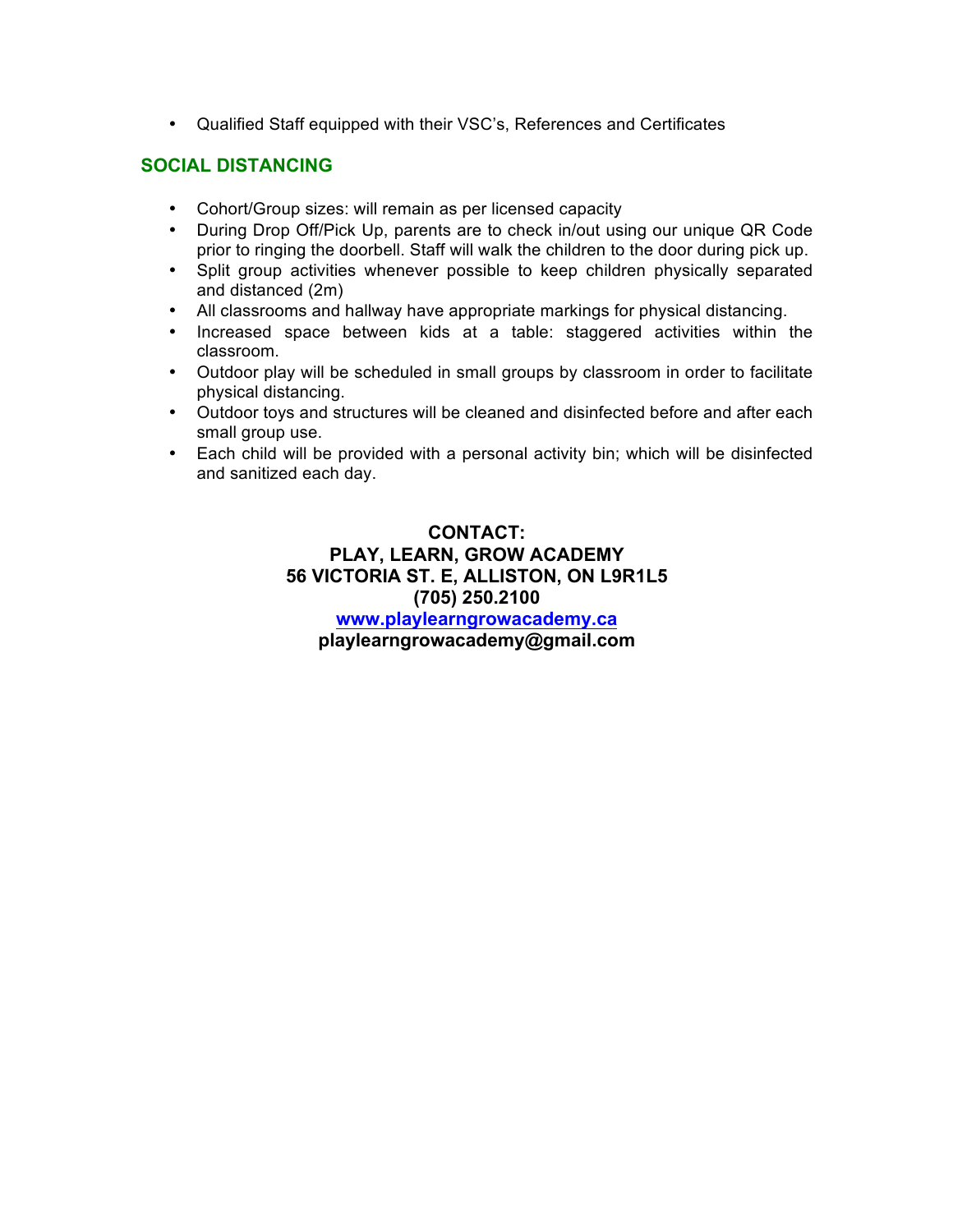- Qualified Staff equipped with their VSC's, References and Certificates

## SOCIAL DISTANCING

- Cohort/Group sizes: will remain as per licensed capacity
- During Drop Off/Pick Up, parents are to check in/out using our unique QR Code prior to ringing the doorbell. Staff will walk the children to the door during pick up.
- Split group activities whenever possible to keep children physically separated and distanced (2m)
- All classrooms and hallway have appropriate markings for physical distancing.
- Increased space between kids at a table: staggered activities within the classroom.
- Outdoor play will be scheduled in small groups by classroom in order to facilitate physical distancing.
- Outdoor toys and structures will be cleaned and disinfected before and after each small group use.
- Each child will be provided with a personal activity bin; which will be disinfected and sanitized each day.

**CONTACT:**
**PLAY, LEARN, GROW ACADEMY**
**56 VICTORIA ST. E, ALLISTON, ON L9R1L5**
**(705) 250.2100**
**www.playlearngrowacademy.ca**
**playlearngrowacademy@gmail.com**